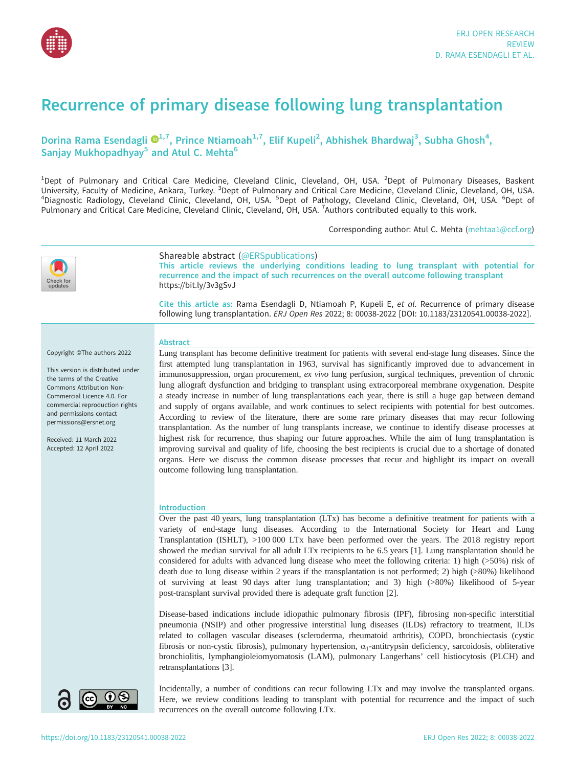# Recurrence of primary disease following lung transplantation

Dorina Rama Esendagli[1,7], Prince Ntiamoah[1,7], Elif Kupeli[2], Abhishek Bhardwaj[3], Subha Ghosh[4], Sanjay Mukhopadhyay[5] and Atul C. Mehta[6]

[1]Dept of Pulmonary and Critical Care Medicine, Cleveland Clinic, Cleveland, OH, USA. [2]Dept of Pulmonary Diseases, Baskent University, Faculty of Medicine, Ankara, Turkey. [3]Dept of Pulmonary and Critical Care Medicine, Cleveland Clinic, Cleveland, OH, USA. [4]Diagnostic Radiology, Cleveland Clinic, Cleveland, OH, USA. [5]Dept of Pathology, Cleveland Clinic, Cleveland, OH, USA. [6]Dept of Pulmonary and Critical Care Medicine, Cleveland Clinic, Cleveland, OH, USA. [7]Authors contributed equally to this work.

Corresponding author: Atul C. Mehta (mehtaa1@ccf.org)

Shareable abstract (@ERSpublications)
**This article reviews the underlying conditions leading to lung transplant with potential for recurrence and the impact of such recurrences on the overall outcome following transplant** https://bit.ly/3v3gSvJ

**Cite this article as:** Rama Esendagli D, Ntiamoah P, Kupeli E, *et al.* Recurrence of primary disease following lung transplantation. *ERJ Open Res* 2022; 8: 00038-2022 [DOI: 10.1183/23120541.00038-2022].

Copyright ©The authors 2022

This version is distributed under the terms of the Creative Commons Attribution Non-Commercial Licence 4.0. For commercial reproduction rights and permissions contact permissions@ersnet.org

Received: 11 March 2022
Accepted: 12 April 2022

## Abstract

Lung transplant has become definitive treatment for patients with several end-stage lung diseases. Since the first attempted lung transplantation in 1963, survival has significantly improved due to advancement in immunosuppression, organ procurement, *ex vivo* lung perfusion, surgical techniques, prevention of chronic lung allograft dysfunction and bridging to transplant using extracorporeal membrane oxygenation. Despite a steady increase in number of lung transplantations each year, there is still a huge gap between demand and supply of organs available, and work continues to select recipients with potential for best outcomes. According to review of the literature, there are some rare primary diseases that may recur following transplantation. As the number of lung transplants increase, we continue to identify disease processes at highest risk for recurrence, thus shaping our future approaches. While the aim of lung transplantation is improving survival and quality of life, choosing the best recipients is crucial due to a shortage of donated organs. Here we discuss the common disease processes that recur and highlight its impact on overall outcome following lung transplantation.

## Introduction

Over the past 40 years, lung transplantation (LTx) has become a definitive treatment for patients with a variety of end-stage lung diseases. According to the International Society for Heart and Lung Transplantation (ISHLT), >100 000 LTx have been performed over the years. The 2018 registry report showed the median survival for all adult LTx recipients to be 6.5 years [1]. Lung transplantation should be considered for adults with advanced lung disease who meet the following criteria: 1) high (>50%) risk of death due to lung disease within 2 years if the transplantation is not performed; 2) high (>80%) likelihood of surviving at least 90 days after lung transplantation; and 3) high (>80%) likelihood of 5-year post-transplant survival provided there is adequate graft function [2].

Disease-based indications include idiopathic pulmonary fibrosis (IPF), fibrosing non-specific interstitial pneumonia (NSIP) and other progressive interstitial lung diseases (ILDs) refractory to treatment, ILDs related to collagen vascular diseases (scleroderma, rheumatoid arthritis), COPD, bronchiectasis (cystic fibrosis or non-cystic fibrosis), pulmonary hypertension, $\alpha_1$-antitrypsin deficiency, sarcoidosis, obliterative bronchiolitis, lymphangioleiomyomatosis (LAM), pulmonary Langerhans' cell histiocytosis (PLCH) and retransplantations [3].

Incidentally, a number of conditions can recur following LTx and may involve the transplanted organs. Here, we review conditions leading to transplant with potential for recurrence and the impact of such recurrences on the overall outcome following LTx.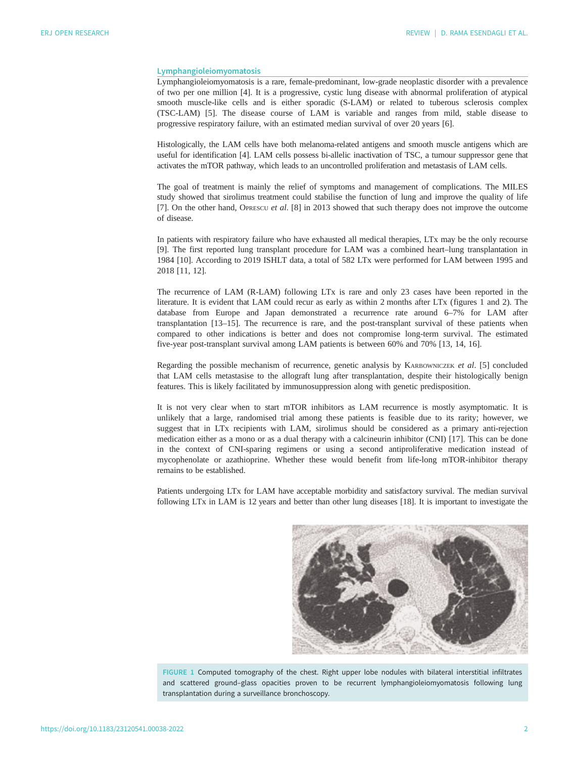### Lymphangioleiomyomatosis

Lymphangioleiomyomatosis is a rare, female-predominant, low-grade neoplastic disorder with a prevalence of two per one million [4]. It is a progressive, cystic lung disease with abnormal proliferation of atypical smooth muscle-like cells and is either sporadic (S-LAM) or related to tuberous sclerosis complex (TSC-LAM) [5]. The disease course of LAM is variable and ranges from mild, stable disease to progressive respiratory failure, with an estimated median survival of over 20 years [6].

Histologically, the LAM cells have both melanoma-related antigens and smooth muscle antigens which are useful for identification [4]. LAM cells possess bi-allelic inactivation of TSC, a tumour suppressor gene that activates the mTOR pathway, which leads to an uncontrolled proliferation and metastasis of LAM cells.

The goal of treatment is mainly the relief of symptoms and management of complications. The MILES study showed that sirolimus treatment could stabilise the function of lung and improve the quality of life [7]. On the other hand, Oprescu *et al*. [8] in 2013 showed that such therapy does not improve the outcome of disease.

In patients with respiratory failure who have exhausted all medical therapies, LTx may be the only recourse [9]. The first reported lung transplant procedure for LAM was a combined heart–lung transplantation in 1984 [10]. According to 2019 ISHLT data, a total of 582 LTx were performed for LAM between 1995 and 2018 [11, 12].

The recurrence of LAM (R-LAM) following LTx is rare and only 23 cases have been reported in the literature. It is evident that LAM could recur as early as within 2 months after LTx (figures 1 and 2). The database from Europe and Japan demonstrated a recurrence rate around 6–7% for LAM after transplantation [13–15]. The recurrence is rare, and the post-transplant survival of these patients when compared to other indications is better and does not compromise long-term survival. The estimated five-year post-transplant survival among LAM patients is between 60% and 70% [13, 14, 16].

Regarding the possible mechanism of recurrence, genetic analysis by Karbowniczek *et al*. [5] concluded that LAM cells metastasise to the allograft lung after transplantation, despite their histologically benign features. This is likely facilitated by immunosuppression along with genetic predisposition.

It is not very clear when to start mTOR inhibitors as LAM recurrence is mostly asymptomatic. It is unlikely that a large, randomised trial among these patients is feasible due to its rarity; however, we suggest that in LTx recipients with LAM, sirolimus should be considered as a primary anti-rejection medication either as a mono or as a dual therapy with a calcineurin inhibitor (CNI) [17]. This can be done in the context of CNI-sparing regimens or using a second antiproliferative medication instead of mycophenolate or azathioprine. Whether these would benefit from life-long mTOR-inhibitor therapy remains to be established.

Patients undergoing LTx for LAM have acceptable morbidity and satisfactory survival. The median survival following LTx in LAM is 12 years and better than other lung diseases [18]. It is important to investigate the

FIGURE 1 Computed tomography of the chest. Right upper lobe nodules with bilateral interstitial infiltrates and scattered ground–glass opacities proven to be recurrent lymphangioleiomyomatosis following lung transplantation during a surveillance bronchoscopy.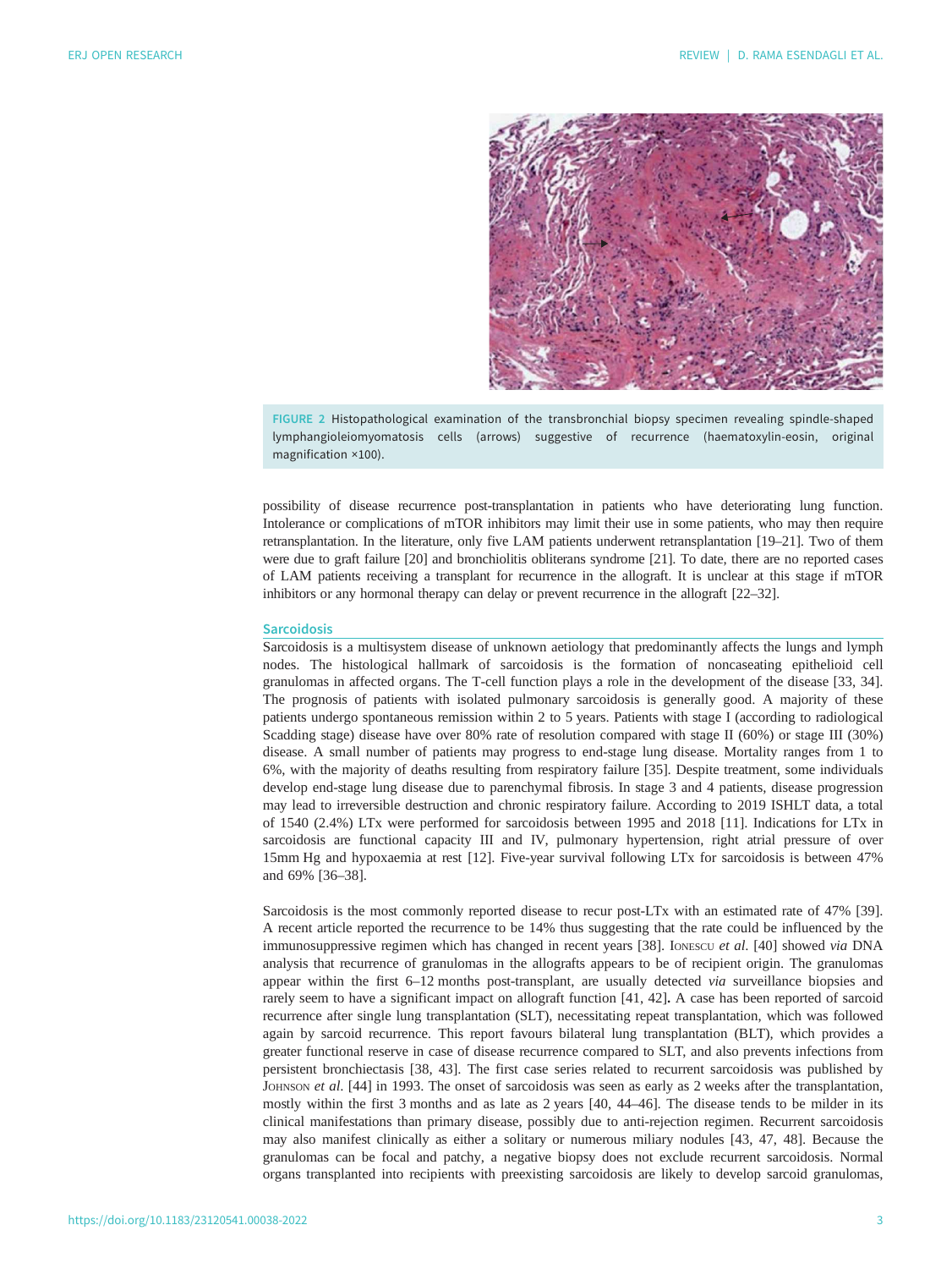FIGURE 2 Histopathological examination of the transbronchial biopsy specimen revealing spindle-shaped lymphangioleiomyomatosis cells (arrows) suggestive of recurrence (haematoxylin-eosin, original magnification ×100).

possibility of disease recurrence post-transplantation in patients who have deteriorating lung function. Intolerance or complications of mTOR inhibitors may limit their use in some patients, who may then require retransplantation. In the literature, only five LAM patients underwent retransplantation [19–21]. Two of them were due to graft failure [20] and bronchiolitis obliterans syndrome [21]. To date, there are no reported cases of LAM patients receiving a transplant for recurrence in the allograft. It is unclear at this stage if mTOR inhibitors or any hormonal therapy can delay or prevent recurrence in the allograft [22–32].

## Sarcoidosis

Sarcoidosis is a multisystem disease of unknown aetiology that predominantly affects the lungs and lymph nodes. The histological hallmark of sarcoidosis is the formation of noncaseating epithelioid cell granulomas in affected organs. The T-cell function plays a role in the development of the disease [33, 34]. The prognosis of patients with isolated pulmonary sarcoidosis is generally good. A majority of these patients undergo spontaneous remission within 2 to 5 years. Patients with stage I (according to radiological Scadding stage) disease have over 80% rate of resolution compared with stage II (60%) or stage III (30%) disease. A small number of patients may progress to end-stage lung disease. Mortality ranges from 1 to 6%, with the majority of deaths resulting from respiratory failure [35]. Despite treatment, some individuals develop end-stage lung disease due to parenchymal fibrosis. In stage 3 and 4 patients, disease progression may lead to irreversible destruction and chronic respiratory failure. According to 2019 ISHLT data, a total of 1540 (2.4%) LTx were performed for sarcoidosis between 1995 and 2018 [11]. Indications for LTx in sarcoidosis are functional capacity III and IV, pulmonary hypertension, right atrial pressure of over 15mm Hg and hypoxaemia at rest [12]. Five-year survival following LTx for sarcoidosis is between 47% and 69% [36–38].

Sarcoidosis is the most commonly reported disease to recur post-LTx with an estimated rate of 47% [39]. A recent article reported the recurrence to be 14% thus suggesting that the rate could be influenced by the immunosuppressive regimen which has changed in recent years [38]. Ionescu *et al.* [40] showed *via* DNA analysis that recurrence of granulomas in the allografts appears to be of recipient origin. The granulomas appear within the first 6–12 months post-transplant, are usually detected *via* surveillance biopsies and rarely seem to have a significant impact on allograft function [41, 42]**.** A case has been reported of sarcoid recurrence after single lung transplantation (SLT), necessitating repeat transplantation, which was followed again by sarcoid recurrence. This report favours bilateral lung transplantation (BLT), which provides a greater functional reserve in case of disease recurrence compared to SLT, and also prevents infections from persistent bronchiectasis [38, 43]. The first case series related to recurrent sarcoidosis was published by Johnson *et al.* [44] in 1993. The onset of sarcoidosis was seen as early as 2 weeks after the transplantation, mostly within the first 3 months and as late as 2 years [40, 44–46]. The disease tends to be milder in its clinical manifestations than primary disease, possibly due to anti-rejection regimen. Recurrent sarcoidosis may also manifest clinically as either a solitary or numerous miliary nodules [43, 47, 48]. Because the granulomas can be focal and patchy, a negative biopsy does not exclude recurrent sarcoidosis. Normal organs transplanted into recipients with preexisting sarcoidosis are likely to develop sarcoid granulomas,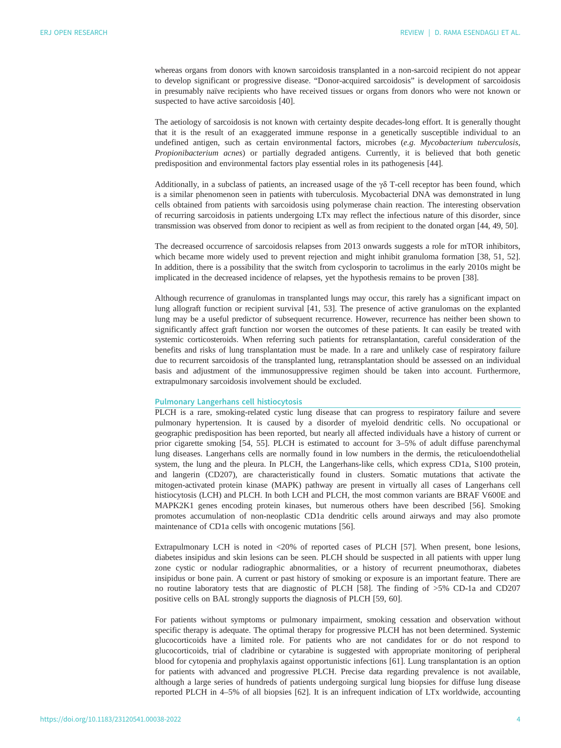whereas organs from donors with known sarcoidosis transplanted in a non-sarcoid recipient do not appear to develop significant or progressive disease. "Donor-acquired sarcoidosis" is development of sarcoidosis in presumably naïve recipients who have received tissues or organs from donors who were not known or suspected to have active sarcoidosis [40].

The aetiology of sarcoidosis is not known with certainty despite decades-long effort. It is generally thought that it is the result of an exaggerated immune response in a genetically susceptible individual to an undefined antigen, such as certain environmental factors, microbes (*e.g. Mycobacterium tuberculosis, Propionibacterium acnes*) or partially degraded antigens. Currently, it is believed that both genetic predisposition and environmental factors play essential roles in its pathogenesis [44].

Additionally, in a subclass of patients, an increased usage of the γδ T-cell receptor has been found, which is a similar phenomenon seen in patients with tuberculosis. Mycobacterial DNA was demonstrated in lung cells obtained from patients with sarcoidosis using polymerase chain reaction. The interesting observation of recurring sarcoidosis in patients undergoing LTx may reflect the infectious nature of this disorder, since transmission was observed from donor to recipient as well as from recipient to the donated organ [44, 49, 50].

The decreased occurrence of sarcoidosis relapses from 2013 onwards suggests a role for mTOR inhibitors, which became more widely used to prevent rejection and might inhibit granuloma formation [38, 51, 52]. In addition, there is a possibility that the switch from cyclosporin to tacrolimus in the early 2010s might be implicated in the decreased incidence of relapses, yet the hypothesis remains to be proven [38].

Although recurrence of granulomas in transplanted lungs may occur, this rarely has a significant impact on lung allograft function or recipient survival [41, 53]. The presence of active granulomas on the explanted lung may be a useful predictor of subsequent recurrence. However, recurrence has neither been shown to significantly affect graft function nor worsen the outcomes of these patients. It can easily be treated with systemic corticosteroids. When referring such patients for retransplantation, careful consideration of the benefits and risks of lung transplantation must be made. In a rare and unlikely case of respiratory failure due to recurrent sarcoidosis of the transplanted lung, retransplantation should be assessed on an individual basis and adjustment of the immunosuppressive regimen should be taken into account. Furthermore, extrapulmonary sarcoidosis involvement should be excluded.

## Pulmonary Langerhans cell histiocytosis

PLCH is a rare, smoking-related cystic lung disease that can progress to respiratory failure and severe pulmonary hypertension. It is caused by a disorder of myeloid dendritic cells. No occupational or geographic predisposition has been reported, but nearly all affected individuals have a history of current or prior cigarette smoking [54, 55]. PLCH is estimated to account for 3–5% of adult diffuse parenchymal lung diseases. Langerhans cells are normally found in low numbers in the dermis, the reticuloendothelial system, the lung and the pleura. In PLCH, the Langerhans-like cells, which express CD1a, S100 protein, and langerin (CD207), are characteristically found in clusters. Somatic mutations that activate the mitogen-activated protein kinase (MAPK) pathway are present in virtually all cases of Langerhans cell histiocytosis (LCH) and PLCH. In both LCH and PLCH, the most common variants are BRAF V600E and MAPK2K1 genes encoding protein kinases, but numerous others have been described [56]. Smoking promotes accumulation of non-neoplastic CD1a dendritic cells around airways and may also promote maintenance of CD1a cells with oncogenic mutations [56].

Extrapulmonary LCH is noted in <20% of reported cases of PLCH [57]. When present, bone lesions, diabetes insipidus and skin lesions can be seen. PLCH should be suspected in all patients with upper lung zone cystic or nodular radiographic abnormalities, or a history of recurrent pneumothorax, diabetes insipidus or bone pain. A current or past history of smoking or exposure is an important feature. There are no routine laboratory tests that are diagnostic of PLCH [58]. The finding of >5% CD-1a and CD207 positive cells on BAL strongly supports the diagnosis of PLCH [59, 60].

For patients without symptoms or pulmonary impairment, smoking cessation and observation without specific therapy is adequate. The optimal therapy for progressive PLCH has not been determined. Systemic glucocorticoids have a limited role. For patients who are not candidates for or do not respond to glucocorticoids, trial of cladribine or cytarabine is suggested with appropriate monitoring of peripheral blood for cytopenia and prophylaxis against opportunistic infections [61]. Lung transplantation is an option for patients with advanced and progressive PLCH. Precise data regarding prevalence is not available, although a large series of hundreds of patients undergoing surgical lung biopsies for diffuse lung disease reported PLCH in 4–5% of all biopsies [62]. It is an infrequent indication of LTx worldwide, accounting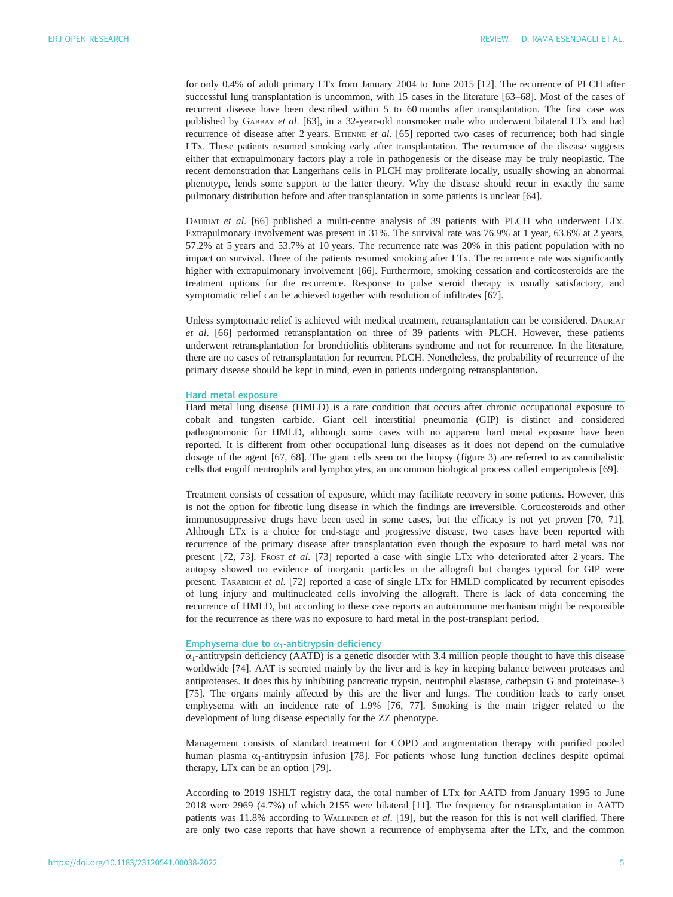for only 0.4% of adult primary LTx from January 2004 to June 2015 [12]. The recurrence of PLCH after successful lung transplantation is uncommon, with 15 cases in the literature [63–68]. Most of the cases of recurrent disease have been described within 5 to 60 months after transplantation. The first case was published by Gabbay *et al*. [63], in a 32-year-old nonsmoker male who underwent bilateral LTx and had recurrence of disease after 2 years. Etienne *et al*. [65] reported two cases of recurrence; both had single LTx. These patients resumed smoking early after transplantation. The recurrence of the disease suggests either that extrapulmonary factors play a role in pathogenesis or the disease may be truly neoplastic. The recent demonstration that Langerhans cells in PLCH may proliferate locally, usually showing an abnormal phenotype, lends some support to the latter theory. Why the disease should recur in exactly the same pulmonary distribution before and after transplantation in some patients is unclear [64].

Dauriat *et al*. [66] published a multi-centre analysis of 39 patients with PLCH who underwent LTx. Extrapulmonary involvement was present in 31%. The survival rate was 76.9% at 1 year, 63.6% at 2 years, 57.2% at 5 years and 53.7% at 10 years. The recurrence rate was 20% in this patient population with no impact on survival. Three of the patients resumed smoking after LTx. The recurrence rate was significantly higher with extrapulmonary involvement [66]. Furthermore, smoking cessation and corticosteroids are the treatment options for the recurrence. Response to pulse steroid therapy is usually satisfactory, and symptomatic relief can be achieved together with resolution of infiltrates [67].

Unless symptomatic relief is achieved with medical treatment, retransplantation can be considered. Dauriat *et al*. [66] performed retransplantation on three of 39 patients with PLCH. However, these patients underwent retransplantation for bronchiolitis obliterans syndrome and not for recurrence. In the literature, there are no cases of retransplantation for recurrent PLCH. Nonetheless, the probability of recurrence of the primary disease should be kept in mind, even in patients undergoing retransplantation.

### Hard metal exposure

Hard metal lung disease (HMLD) is a rare condition that occurs after chronic occupational exposure to cobalt and tungsten carbide. Giant cell interstitial pneumonia (GIP) is distinct and considered pathognomonic for HMLD, although some cases with no apparent hard metal exposure have been reported. It is different from other occupational lung diseases as it does not depend on the cumulative dosage of the agent [67, 68]. The giant cells seen on the biopsy (figure 3) are referred to as cannibalistic cells that engulf neutrophils and lymphocytes, an uncommon biological process called emperipolesis [69].

Treatment consists of cessation of exposure, which may facilitate recovery in some patients. However, this is not the option for fibrotic lung disease in which the findings are irreversible. Corticosteroids and other immunosuppressive drugs have been used in some cases, but the efficacy is not yet proven [70, 71]. Although LTx is a choice for end-stage and progressive disease, two cases have been reported with recurrence of the primary disease after transplantation even though the exposure to hard metal was not present [72, 73]. Frost *et al*. [73] reported a case with single LTx who deteriorated after 2 years. The autopsy showed no evidence of inorganic particles in the allograft but changes typical for GIP were present. Tarabichi *et al*. [72] reported a case of single LTx for HMLD complicated by recurrent episodes of lung injury and multinucleated cells involving the allograft. There is lack of data concerning the recurrence of HMLD, but according to these case reports an autoimmune mechanism might be responsible for the recurrence as there was no exposure to hard metal in the post-transplant period.

### Emphysema due to $\alpha_1$-antitrypsin deficiency

$\alpha_1$-antitrypsin deficiency (AATD) is a genetic disorder with 3.4 million people thought to have this disease worldwide [74]. AAT is secreted mainly by the liver and is key in keeping balance between proteases and antiproteases. It does this by inhibiting pancreatic trypsin, neutrophil elastase, cathepsin G and proteinase-3 [75]. The organs mainly affected by this are the liver and lungs. The condition leads to early onset emphysema with an incidence rate of 1.9% [76, 77]. Smoking is the main trigger related to the development of lung disease especially for the ZZ phenotype.

Management consists of standard treatment for COPD and augmentation therapy with purified pooled human plasma $\alpha_1$-antitrypsin infusion [78]. For patients whose lung function declines despite optimal therapy, LTx can be an option [79].

According to 2019 ISHLT registry data, the total number of LTx for AATD from January 1995 to June 2018 were 2969 (4.7%) of which 2155 were bilateral [11]. The frequency for retransplantation in AATD patients was 11.8% according to Wallinder *et al*. [19], but the reason for this is not well clarified. There are only two case reports that have shown a recurrence of emphysema after the LTx, and the common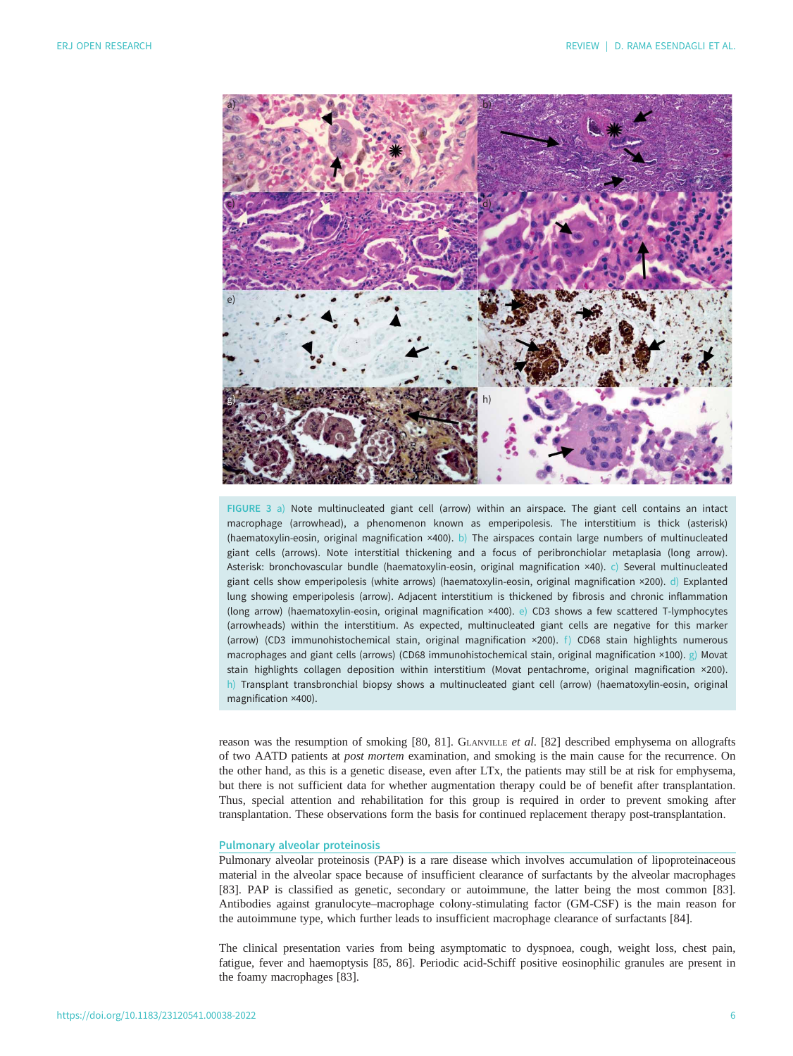FIGURE 3 a) Note multinucleated giant cell (arrow) within an airspace. The giant cell contains an intact macrophage (arrowhead), a phenomenon known as emperipolesis. The interstitium is thick (asterisk) (haematoxylin-eosin, original magnification ×400). b) The airspaces contain large numbers of multinucleated giant cells (arrows). Note interstitial thickening and a focus of peribronchiolar metaplasia (long arrow). Asterisk: bronchovascular bundle (haematoxylin-eosin, original magnification ×40). c) Several multinucleated giant cells show emperipolesis (white arrows) (haematoxylin-eosin, original magnification ×200). d) Explanted lung showing emperipolesis (arrow). Adjacent interstitium is thickened by fibrosis and chronic inflammation (long arrow) (haematoxylin-eosin, original magnification ×400). e) CD3 shows a few scattered T-lymphocytes (arrowheads) within the interstitium. As expected, multinucleated giant cells are negative for this marker (arrow) (CD3 immunohistochemical stain, original magnification ×200). f) CD68 stain highlights numerous macrophages and giant cells (arrows) (CD68 immunohistochemical stain, original magnification ×100). g) Movat stain highlights collagen deposition within interstitium (Movat pentachrome, original magnification ×200). h) Transplant transbronchial biopsy shows a multinucleated giant cell (arrow) (haematoxylin-eosin, original magnification ×400).

reason was the resumption of smoking [80, 81]. Glanville *et al.* [82] described emphysema on allografts of two AATD patients at *post mortem* examination, and smoking is the main cause for the recurrence. On the other hand, as this is a genetic disease, even after LTx, the patients may still be at risk for emphysema, but there is not sufficient data for whether augmentation therapy could be of benefit after transplantation. Thus, special attention and rehabilitation for this group is required in order to prevent smoking after transplantation. These observations form the basis for continued replacement therapy post-transplantation.

### Pulmonary alveolar proteinosis

Pulmonary alveolar proteinosis (PAP) is a rare disease which involves accumulation of lipoproteinaceous material in the alveolar space because of insufficient clearance of surfactants by the alveolar macrophages [83]. PAP is classified as genetic, secondary or autoimmune, the latter being the most common [83]. Antibodies against granulocyte–macrophage colony-stimulating factor (GM-CSF) is the main reason for the autoimmune type, which further leads to insufficient macrophage clearance of surfactants [84].

The clinical presentation varies from being asymptomatic to dyspnoea, cough, weight loss, chest pain, fatigue, fever and haemoptysis [85, 86]. Periodic acid-Schiff positive eosinophilic granules are present in the foamy macrophages [83].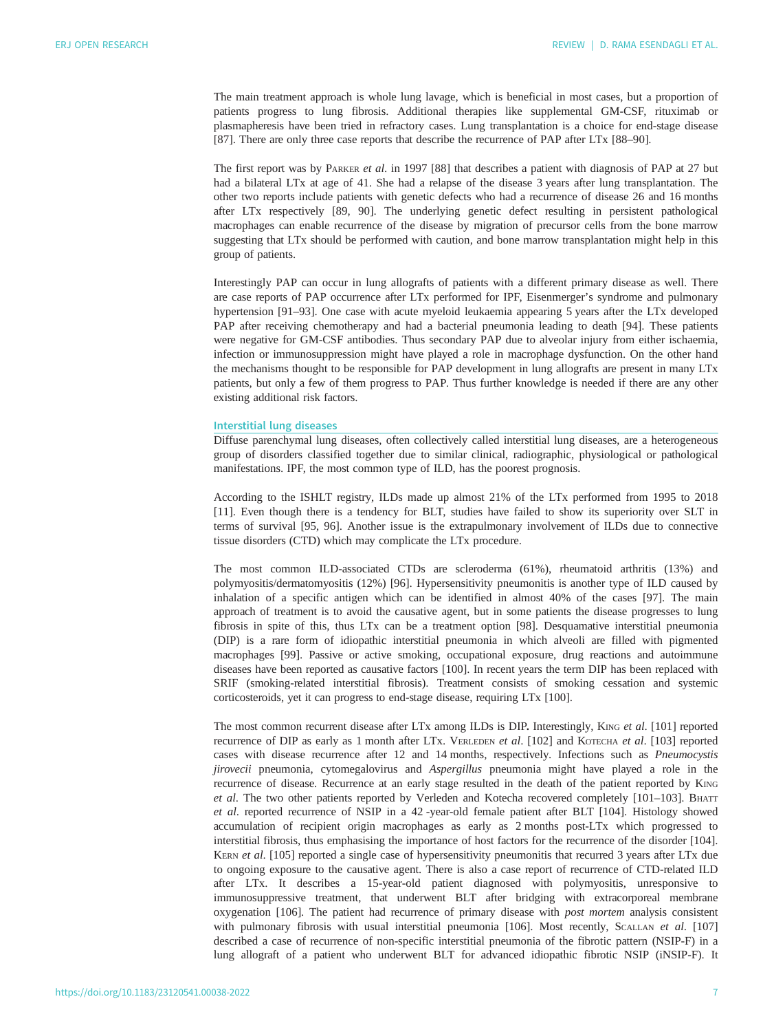The main treatment approach is whole lung lavage, which is beneficial in most cases, but a proportion of patients progress to lung fibrosis. Additional therapies like supplemental GM-CSF, rituximab or plasmapheresis have been tried in refractory cases. Lung transplantation is a choice for end-stage disease [87]. There are only three case reports that describe the recurrence of PAP after LTx [88–90].

The first report was by Parker *et al*. in 1997 [88] that describes a patient with diagnosis of PAP at 27 but had a bilateral LTx at age of 41. She had a relapse of the disease 3 years after lung transplantation. The other two reports include patients with genetic defects who had a recurrence of disease 26 and 16 months after LTx respectively [89, 90]. The underlying genetic defect resulting in persistent pathological macrophages can enable recurrence of the disease by migration of precursor cells from the bone marrow suggesting that LTx should be performed with caution, and bone marrow transplantation might help in this group of patients.

Interestingly PAP can occur in lung allografts of patients with a different primary disease as well. There are case reports of PAP occurrence after LTx performed for IPF, Eisenmerger's syndrome and pulmonary hypertension [91–93]. One case with acute myeloid leukaemia appearing 5 years after the LTx developed PAP after receiving chemotherapy and had a bacterial pneumonia leading to death [94]. These patients were negative for GM-CSF antibodies. Thus secondary PAP due to alveolar injury from either ischaemia, infection or immunosuppression might have played a role in macrophage dysfunction. On the other hand the mechanisms thought to be responsible for PAP development in lung allografts are present in many LTx patients, but only a few of them progress to PAP. Thus further knowledge is needed if there are any other existing additional risk factors.

## Interstitial lung diseases

Diffuse parenchymal lung diseases, often collectively called interstitial lung diseases, are a heterogeneous group of disorders classified together due to similar clinical, radiographic, physiological or pathological manifestations. IPF, the most common type of ILD, has the poorest prognosis.

According to the ISHLT registry, ILDs made up almost 21% of the LTx performed from 1995 to 2018 [11]. Even though there is a tendency for BLT, studies have failed to show its superiority over SLT in terms of survival [95, 96]. Another issue is the extrapulmonary involvement of ILDs due to connective tissue disorders (CTD) which may complicate the LTx procedure.

The most common ILD-associated CTDs are scleroderma (61%), rheumatoid arthritis (13%) and polymyositis/dermatomyositis (12%) [96]. Hypersensitivity pneumonitis is another type of ILD caused by inhalation of a specific antigen which can be identified in almost 40% of the cases [97]. The main approach of treatment is to avoid the causative agent, but in some patients the disease progresses to lung fibrosis in spite of this, thus LTx can be a treatment option [98]. Desquamative interstitial pneumonia (DIP) is a rare form of idiopathic interstitial pneumonia in which alveoli are filled with pigmented macrophages [99]. Passive or active smoking, occupational exposure, drug reactions and autoimmune diseases have been reported as causative factors [100]. In recent years the term DIP has been replaced with SRIF (smoking-related interstitial fibrosis). Treatment consists of smoking cessation and systemic corticosteroids, yet it can progress to end-stage disease, requiring LTx [100].

The most common recurrent disease after LTx among ILDs is DIP**.** Interestingly, King *et al*. [101] reported recurrence of DIP as early as 1 month after LTx. Verleden *et al*. [102] and Kotecha *et al*. [103] reported cases with disease recurrence after 12 and 14 months, respectively. Infections such as *Pneumocystis jirovecii* pneumonia, cytomegalovirus and *Aspergillus* pneumonia might have played a role in the recurrence of disease. Recurrence at an early stage resulted in the death of the patient reported by King *et al*. The two other patients reported by Verleden and Kotecha recovered completely [101–103]. Bhatt *et al*. reported recurrence of NSIP in a 42 -year-old female patient after BLT [104]. Histology showed accumulation of recipient origin macrophages as early as 2 months post-LTx which progressed to interstitial fibrosis, thus emphasising the importance of host factors for the recurrence of the disorder [104]. Kern *et al*. [105] reported a single case of hypersensitivity pneumonitis that recurred 3 years after LTx due to ongoing exposure to the causative agent. There is also a case report of recurrence of CTD-related ILD after LTx. It describes a 15-year-old patient diagnosed with polymyositis, unresponsive to immunosuppressive treatment, that underwent BLT after bridging with extracorporeal membrane oxygenation [106]. The patient had recurrence of primary disease with *post mortem* analysis consistent with pulmonary fibrosis with usual interstitial pneumonia [106]. Most recently, Scallan *et al*. [107] described a case of recurrence of non-specific interstitial pneumonia of the fibrotic pattern (NSIP-F) in a lung allograft of a patient who underwent BLT for advanced idiopathic fibrotic NSIP (iNSIP-F). It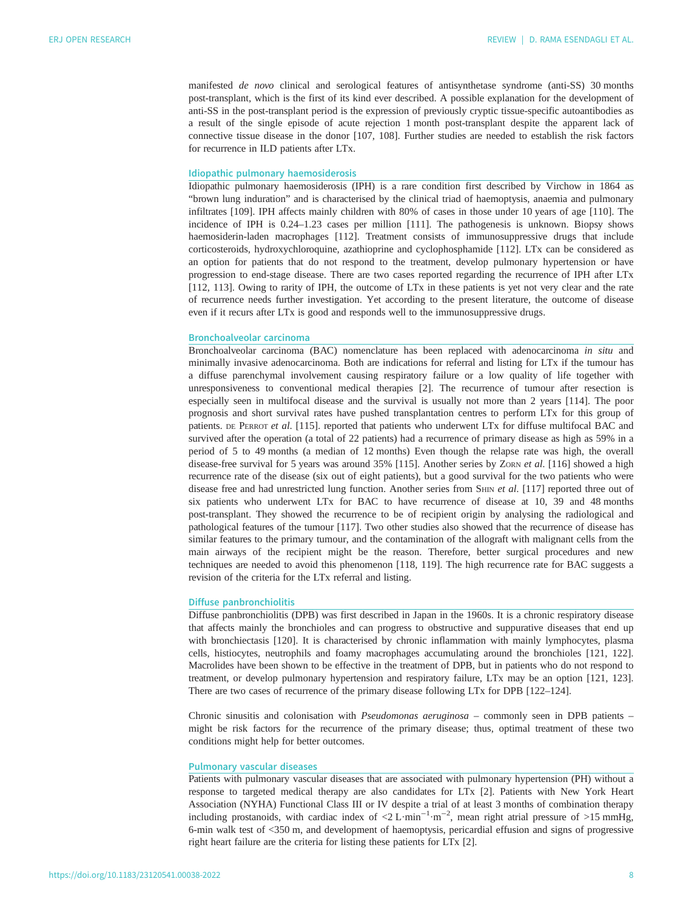manifested *de novo* clinical and serological features of antisynthetase syndrome (anti-SS) 30 months post-transplant, which is the first of its kind ever described. A possible explanation for the development of anti-SS in the post-transplant period is the expression of previously cryptic tissue-specific autoantibodies as a result of the single episode of acute rejection 1 month post-transplant despite the apparent lack of connective tissue disease in the donor [107, 108]. Further studies are needed to establish the risk factors for recurrence in ILD patients after LTx.

### Idiopathic pulmonary haemosiderosis

Idiopathic pulmonary haemosiderosis (IPH) is a rare condition first described by Virchow in 1864 as "brown lung induration" and is characterised by the clinical triad of haemoptysis, anaemia and pulmonary infiltrates [109]. IPH affects mainly children with 80% of cases in those under 10 years of age [110]. The incidence of IPH is 0.24–1.23 cases per million [111]. The pathogenesis is unknown. Biopsy shows haemosiderin-laden macrophages [112]. Treatment consists of immunosuppressive drugs that include corticosteroids, hydroxychloroquine, azathioprine and cyclophosphamide [112]. LTx can be considered as an option for patients that do not respond to the treatment, develop pulmonary hypertension or have progression to end-stage disease. There are two cases reported regarding the recurrence of IPH after LTx [112, 113]. Owing to rarity of IPH, the outcome of LTx in these patients is yet not very clear and the rate of recurrence needs further investigation. Yet according to the present literature, the outcome of disease even if it recurs after LTx is good and responds well to the immunosuppressive drugs.

### Bronchoalveolar carcinoma

Bronchoalveolar carcinoma (BAC) nomenclature has been replaced with adenocarcinoma *in situ* and minimally invasive adenocarcinoma. Both are indications for referral and listing for LTx if the tumour has a diffuse parenchymal involvement causing respiratory failure or a low quality of life together with unresponsiveness to conventional medical therapies [2]. The recurrence of tumour after resection is especially seen in multifocal disease and the survival is usually not more than 2 years [114]. The poor prognosis and short survival rates have pushed transplantation centres to perform LTx for this group of patients. de Perrot *et al*. [115]. reported that patients who underwent LTx for diffuse multifocal BAC and survived after the operation (a total of 22 patients) had a recurrence of primary disease as high as 59% in a period of 5 to 49 months (a median of 12 months) Even though the relapse rate was high, the overall disease-free survival for 5 years was around 35% [115]. Another series by Zorn *et al*. [116] showed a high recurrence rate of the disease (six out of eight patients), but a good survival for the two patients who were disease free and had unrestricted lung function. Another series from Shin *et al*. [117] reported three out of six patients who underwent LTx for BAC to have recurrence of disease at 10, 39 and 48 months post-transplant. They showed the recurrence to be of recipient origin by analysing the radiological and pathological features of the tumour [117]. Two other studies also showed that the recurrence of disease has similar features to the primary tumour, and the contamination of the allograft with malignant cells from the main airways of the recipient might be the reason. Therefore, better surgical procedures and new techniques are needed to avoid this phenomenon [118, 119]. The high recurrence rate for BAC suggests a revision of the criteria for the LTx referral and listing.

### Diffuse panbronchiolitis

Diffuse panbronchiolitis (DPB) was first described in Japan in the 1960s. It is a chronic respiratory disease that affects mainly the bronchioles and can progress to obstructive and suppurative diseases that end up with bronchiectasis [120]. It is characterised by chronic inflammation with mainly lymphocytes, plasma cells, histiocytes, neutrophils and foamy macrophages accumulating around the bronchioles [121, 122]. Macrolides have been shown to be effective in the treatment of DPB, but in patients who do not respond to treatment, or develop pulmonary hypertension and respiratory failure, LTx may be an option [121, 123]. There are two cases of recurrence of the primary disease following LTx for DPB [122–124].

Chronic sinusitis and colonisation with *Pseudomonas aeruginosa* – commonly seen in DPB patients – might be risk factors for the recurrence of the primary disease; thus, optimal treatment of these two conditions might help for better outcomes.

### Pulmonary vascular diseases

Patients with pulmonary vascular diseases that are associated with pulmonary hypertension (PH) without a response to targeted medical therapy are also candidates for LTx [2]. Patients with New York Heart Association (NYHA) Functional Class III or IV despite a trial of at least 3 months of combination therapy including prostanoids, with cardiac index of $<2\ \text{L}\cdot\text{min}^{-1}\cdot\text{m}^{-2}$, mean right atrial pressure of >15 mmHg, 6-min walk test of <350 m, and development of haemoptysis, pericardial effusion and signs of progressive right heart failure are the criteria for listing these patients for LTx [2].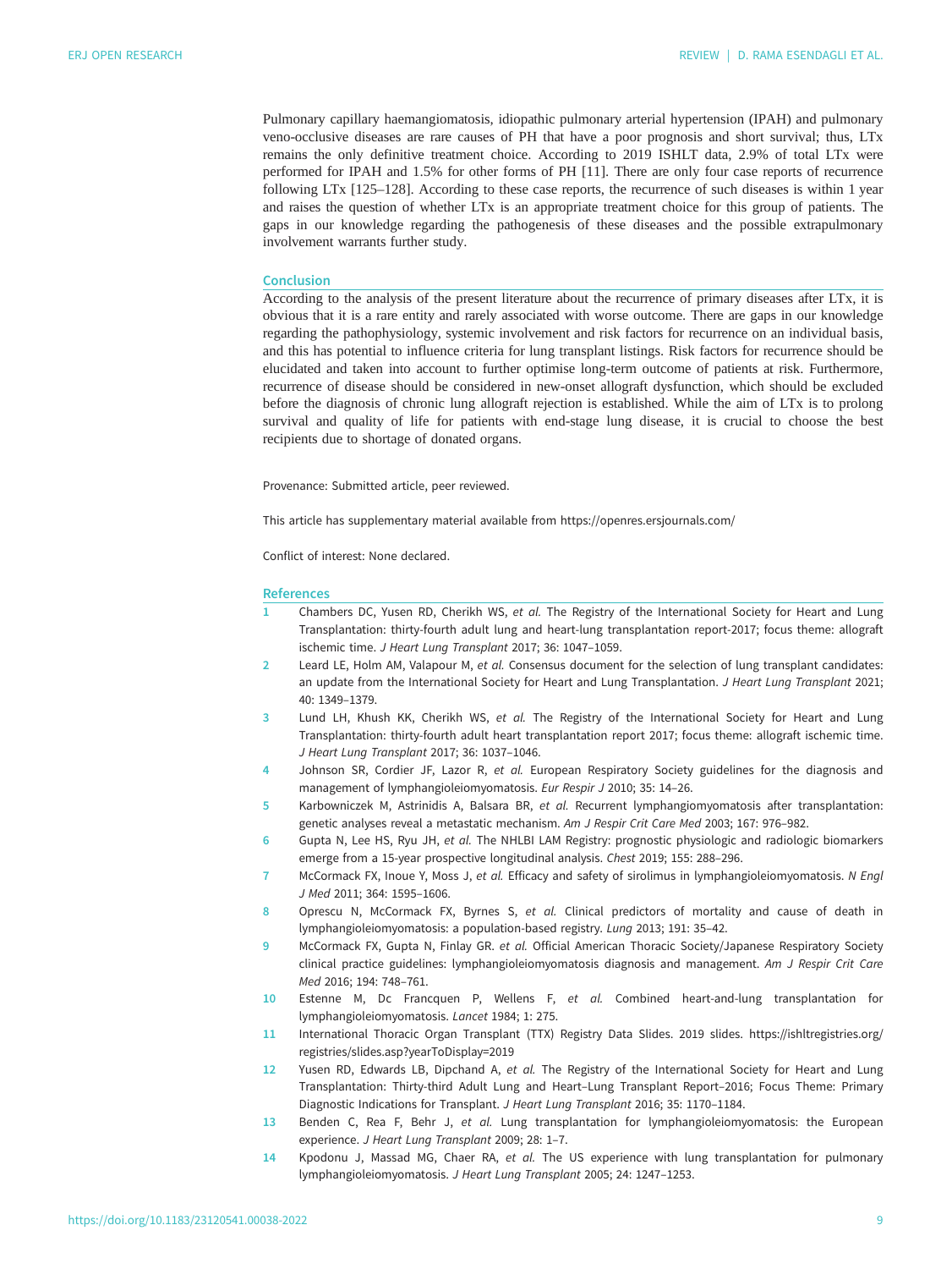Pulmonary capillary haemangiomatosis, idiopathic pulmonary arterial hypertension (IPAH) and pulmonary veno-occlusive diseases are rare causes of PH that have a poor prognosis and short survival; thus, LTx remains the only definitive treatment choice. According to 2019 ISHLT data, 2.9% of total LTx were performed for IPAH and 1.5% for other forms of PH [11]. There are only four case reports of recurrence following LTx [125–128]. According to these case reports, the recurrence of such diseases is within 1 year and raises the question of whether LTx is an appropriate treatment choice for this group of patients. The gaps in our knowledge regarding the pathogenesis of these diseases and the possible extrapulmonary involvement warrants further study.

## Conclusion

According to the analysis of the present literature about the recurrence of primary diseases after LTx, it is obvious that it is a rare entity and rarely associated with worse outcome. There are gaps in our knowledge regarding the pathophysiology, systemic involvement and risk factors for recurrence on an individual basis, and this has potential to influence criteria for lung transplant listings. Risk factors for recurrence should be elucidated and taken into account to further optimise long-term outcome of patients at risk. Furthermore, recurrence of disease should be considered in new-onset allograft dysfunction, which should be excluded before the diagnosis of chronic lung allograft rejection is established. While the aim of LTx is to prolong survival and quality of life for patients with end-stage lung disease, it is crucial to choose the best recipients due to shortage of donated organs.

Provenance: Submitted article, peer reviewed.

This article has supplementary material available from https://openres.ersjournals.com/

Conflict of interest: None declared.

## References

1. Chambers DC, Yusen RD, Cherikh WS, *et al.* The Registry of the International Society for Heart and Lung Transplantation: thirty-fourth adult lung and heart-lung transplantation report-2017; focus theme: allograft ischemic time. *J Heart Lung Transplant* 2017; 36: 1047–1059.
2. Leard LE, Holm AM, Valapour M, *et al.* Consensus document for the selection of lung transplant candidates: an update from the International Society for Heart and Lung Transplantation. *J Heart Lung Transplant* 2021; 40: 1349–1379.
3. Lund LH, Khush KK, Cherikh WS, *et al.* The Registry of the International Society for Heart and Lung Transplantation: thirty-fourth adult heart transplantation report 2017; focus theme: allograft ischemic time. *J Heart Lung Transplant* 2017; 36: 1037–1046.
4. Johnson SR, Cordier JF, Lazor R, *et al.* European Respiratory Society guidelines for the diagnosis and management of lymphangioleiomyomatosis. *Eur Respir J* 2010; 35: 14–26.
5. Karbowniczek M, Astrinidis A, Balsara BR, *et al.* Recurrent lymphangiomyomatosis after transplantation: genetic analyses reveal a metastatic mechanism. *Am J Respir Crit Care Med* 2003; 167: 976–982.
6. Gupta N, Lee HS, Ryu JH, *et al.* The NHLBI LAM Registry: prognostic physiologic and radiologic biomarkers emerge from a 15-year prospective longitudinal analysis. *Chest* 2019; 155: 288–296.
7. McCormack FX, Inoue Y, Moss J, *et al.* Efficacy and safety of sirolimus in lymphangioleiomyomatosis. *N Engl J Med* 2011; 364: 1595–1606.
8. Oprescu N, McCormack FX, Byrnes S, *et al.* Clinical predictors of mortality and cause of death in lymphangioleiomyomatosis: a population-based registry. *Lung* 2013; 191: 35–42.
9. McCormack FX, Gupta N, Finlay GR. *et al.* Official American Thoracic Society/Japanese Respiratory Society clinical practice guidelines: lymphangioleiomyomatosis diagnosis and management. *Am J Respir Crit Care Med* 2016; 194: 748–761.
10. Estenne M, Dc Francquen P, Wellens F, *et al.* Combined heart-and-lung transplantation for lymphangioleiomyomatosis. *Lancet* 1984; 1: 275.
11. International Thoracic Organ Transplant (TTX) Registry Data Slides. 2019 slides. https://ishltregistries.org/registries/slides.asp?yearToDisplay=2019
12. Yusen RD, Edwards LB, Dipchand A, *et al.* The Registry of the International Society for Heart and Lung Transplantation: Thirty-third Adult Lung and Heart–Lung Transplant Report–2016; Focus Theme: Primary Diagnostic Indications for Transplant. *J Heart Lung Transplant* 2016; 35: 1170–1184.
13. Benden C, Rea F, Behr J, *et al.* Lung transplantation for lymphangioleiomyomatosis: the European experience. *J Heart Lung Transplant* 2009; 28: 1–7.
14. Kpodonu J, Massad MG, Chaer RA, *et al.* The US experience with lung transplantation for pulmonary lymphangioleiomyomatosis. *J Heart Lung Transplant* 2005; 24: 1247–1253.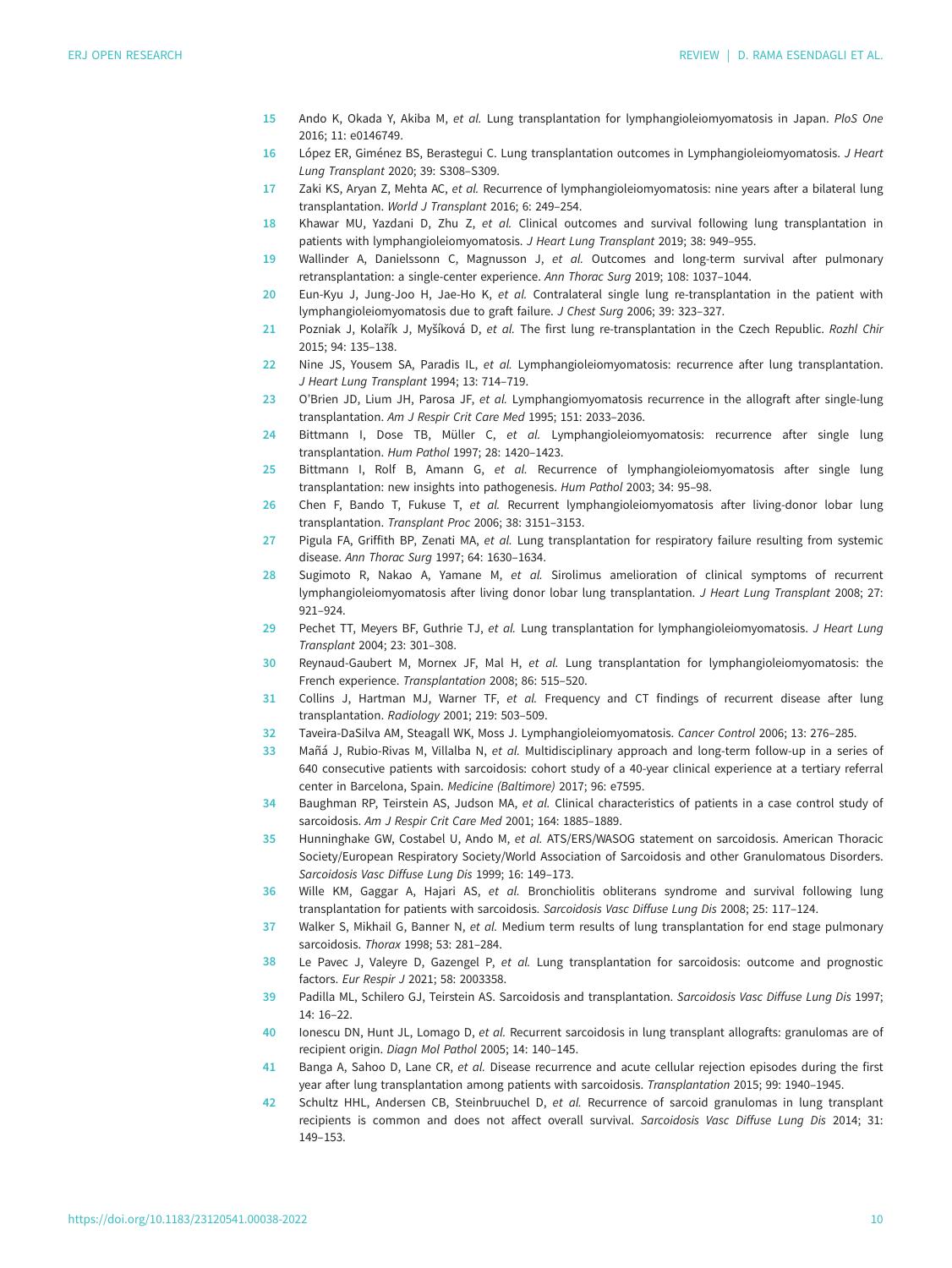15 Ando K, Okada Y, Akiba M, *et al.* Lung transplantation for lymphangioleiomyomatosis in Japan. *PloS One* 2016; 11: e0146749.

16 López ER, Giménez BS, Berastegui C. Lung transplantation outcomes in Lymphangioleiomyomatosis. *J Heart Lung Transplant* 2020; 39: S308–S309.

17 Zaki KS, Aryan Z, Mehta AC, *et al.* Recurrence of lymphangioleiomyomatosis: nine years after a bilateral lung transplantation. *World J Transplant* 2016; 6: 249–254.

18 Khawar MU, Yazdani D, Zhu Z, *et al.* Clinical outcomes and survival following lung transplantation in patients with lymphangioleiomyomatosis. *J Heart Lung Transplant* 2019; 38: 949–955.

19 Wallinder A, Danielssonn C, Magnusson J, *et al.* Outcomes and long-term survival after pulmonary retransplantation: a single-center experience. *Ann Thorac Surg* 2019; 108: 1037–1044.

20 Eun-Kyu J, Jung-Joo H, Jae-Ho K, *et al.* Contralateral single lung re-transplantation in the patient with lymphangioleiomyomatosis due to graft failure. *J Chest Surg* 2006; 39: 323–327.

21 Pozniak J, Kolařík J, Myšíková D, *et al.* The first lung re-transplantation in the Czech Republic. *Rozhl Chir* 2015; 94: 135–138.

22 Nine JS, Yousem SA, Paradis IL, *et al.* Lymphangioleiomyomatosis: recurrence after lung transplantation. *J Heart Lung Transplant* 1994; 13: 714–719.

23 O'Brien JD, Lium JH, Parosa JF, *et al.* Lymphangiomyomatosis recurrence in the allograft after single-lung transplantation. *Am J Respir Crit Care Med* 1995; 151: 2033–2036.

24 Bittmann I, Dose TB, Müller C, *et al.* Lymphangioleiomyomatosis: recurrence after single lung transplantation. *Hum Pathol* 1997; 28: 1420–1423.

25 Bittmann I, Rolf B, Amann G, *et al.* Recurrence of lymphangioleiomyomatosis after single lung transplantation: new insights into pathogenesis. *Hum Pathol* 2003; 34: 95–98.

26 Chen F, Bando T, Fukuse T, *et al.* Recurrent lymphangioleiomyomatosis after living-donor lobar lung transplantation. *Transplant Proc* 2006; 38: 3151–3153.

27 Pigula FA, Griffith BP, Zenati MA, *et al.* Lung transplantation for respiratory failure resulting from systemic disease. *Ann Thorac Surg* 1997; 64: 1630–1634.

28 Sugimoto R, Nakao A, Yamane M, *et al.* Sirolimus amelioration of clinical symptoms of recurrent lymphangioleiomyomatosis after living donor lobar lung transplantation. *J Heart Lung Transplant* 2008; 27: 921–924.

29 Pechet TT, Meyers BF, Guthrie TJ, *et al.* Lung transplantation for lymphangioleiomyomatosis. *J Heart Lung Transplant* 2004; 23: 301–308.

30 Reynaud-Gaubert M, Mornex JF, Mal H, *et al.* Lung transplantation for lymphangioleiomyomatosis: the French experience. *Transplantation* 2008; 86: 515–520.

31 Collins J, Hartman MJ, Warner TF, *et al.* Frequency and CT findings of recurrent disease after lung transplantation. *Radiology* 2001; 219: 503–509.

32 Taveira-DaSilva AM, Steagall WK, Moss J. Lymphangioleiomyomatosis. *Cancer Control* 2006; 13: 276–285.

33 Mañá J, Rubio-Rivas M, Villalba N, *et al.* Multidisciplinary approach and long-term follow-up in a series of 640 consecutive patients with sarcoidosis: cohort study of a 40-year clinical experience at a tertiary referral center in Barcelona, Spain. *Medicine (Baltimore)* 2017; 96: e7595.

34 Baughman RP, Teirstein AS, Judson MA, *et al.* Clinical characteristics of patients in a case control study of sarcoidosis. *Am J Respir Crit Care Med* 2001; 164: 1885–1889.

35 Hunninghake GW, Costabel U, Ando M, *et al.* ATS/ERS/WASOG statement on sarcoidosis. American Thoracic Society/European Respiratory Society/World Association of Sarcoidosis and other Granulomatous Disorders. *Sarcoidosis Vasc Diffuse Lung Dis* 1999; 16: 149–173.

36 Wille KM, Gaggar A, Hajari AS, *et al.* Bronchiolitis obliterans syndrome and survival following lung transplantation for patients with sarcoidosis. *Sarcoidosis Vasc Diffuse Lung Dis* 2008; 25: 117–124.

37 Walker S, Mikhail G, Banner N, *et al.* Medium term results of lung transplantation for end stage pulmonary sarcoidosis. *Thorax* 1998; 53: 281–284.

38 Le Pavec J, Valeyre D, Gazengel P, *et al.* Lung transplantation for sarcoidosis: outcome and prognostic factors. *Eur Respir J* 2021; 58: 2003358.

39 Padilla ML, Schilero GJ, Teirstein AS. Sarcoidosis and transplantation. *Sarcoidosis Vasc Diffuse Lung Dis* 1997; 14: 16–22.

40 Ionescu DN, Hunt JL, Lomago D, *et al.* Recurrent sarcoidosis in lung transplant allografts: granulomas are of recipient origin. *Diagn Mol Pathol* 2005; 14: 140–145.

41 Banga A, Sahoo D, Lane CR, *et al.* Disease recurrence and acute cellular rejection episodes during the first year after lung transplantation among patients with sarcoidosis. *Transplantation* 2015; 99: 1940–1945.

42 Schultz HHL, Andersen CB, Steinbruuchel D, *et al.* Recurrence of sarcoid granulomas in lung transplant recipients is common and does not affect overall survival. *Sarcoidosis Vasc Diffuse Lung Dis* 2014; 31: 149–153.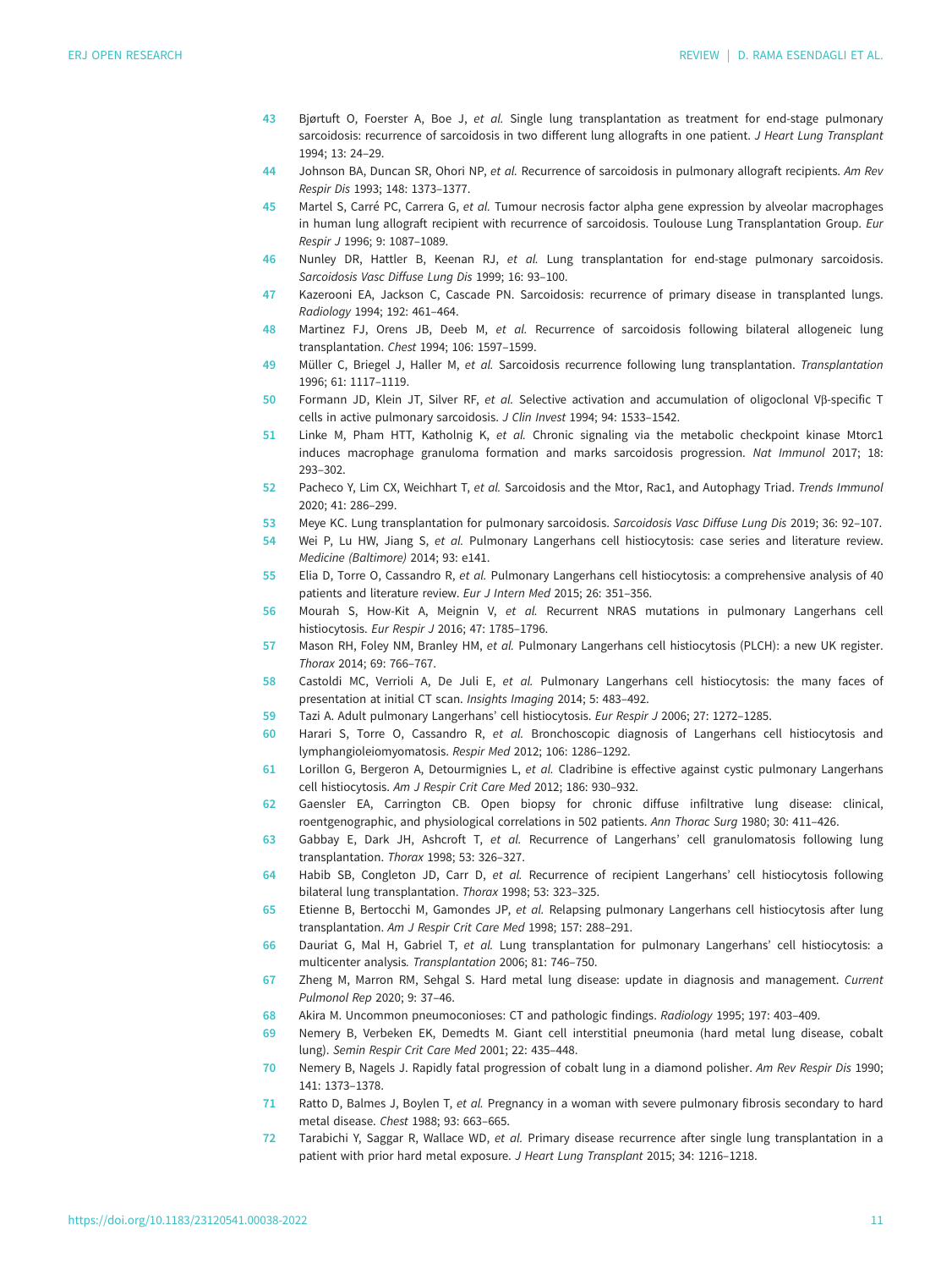43 Bjørtuft O, Foerster A, Boe J, *et al.* Single lung transplantation as treatment for end-stage pulmonary sarcoidosis: recurrence of sarcoidosis in two different lung allografts in one patient. *J Heart Lung Transplant* 1994; 13: 24–29.

44 Johnson BA, Duncan SR, Ohori NP, *et al.* Recurrence of sarcoidosis in pulmonary allograft recipients. *Am Rev Respir Dis* 1993; 148: 1373–1377.

45 Martel S, Carré PC, Carrera G, *et al.* Tumour necrosis factor alpha gene expression by alveolar macrophages in human lung allograft recipient with recurrence of sarcoidosis. Toulouse Lung Transplantation Group. *Eur Respir J* 1996; 9: 1087–1089.

46 Nunley DR, Hattler B, Keenan RJ, *et al.* Lung transplantation for end-stage pulmonary sarcoidosis. *Sarcoidosis Vasc Diffuse Lung Dis* 1999; 16: 93–100.

47 Kazerooni EA, Jackson C, Cascade PN. Sarcoidosis: recurrence of primary disease in transplanted lungs. *Radiology* 1994; 192: 461–464.

48 Martinez FJ, Orens JB, Deeb M, *et al.* Recurrence of sarcoidosis following bilateral allogeneic lung transplantation. *Chest* 1994; 106: 1597–1599.

49 Müller C, Briegel J, Haller M, *et al.* Sarcoidosis recurrence following lung transplantation. *Transplantation* 1996; 61: 1117–1119.

50 Formann JD, Klein JT, Silver RF, *et al.* Selective activation and accumulation of oligoclonal Vβ-specific T cells in active pulmonary sarcoidosis. *J Clin Invest* 1994; 94: 1533–1542.

51 Linke M, Pham HTT, Katholnig K, *et al.* Chronic signaling via the metabolic checkpoint kinase Mtorc1 induces macrophage granuloma formation and marks sarcoidosis progression. *Nat Immunol* 2017; 18: 293–302.

52 Pacheco Y, Lim CX, Weichhart T, *et al.* Sarcoidosis and the Mtor, Rac1, and Autophagy Triad. *Trends Immunol* 2020; 41: 286–299.

53 Meye KC. Lung transplantation for pulmonary sarcoidosis. *Sarcoidosis Vasc Diffuse Lung Dis* 2019; 36: 92–107.

54 Wei P, Lu HW, Jiang S, *et al.* Pulmonary Langerhans cell histiocytosis: case series and literature review. *Medicine (Baltimore)* 2014; 93: e141.

55 Elia D, Torre O, Cassandro R, *et al.* Pulmonary Langerhans cell histiocytosis: a comprehensive analysis of 40 patients and literature review. *Eur J Intern Med* 2015; 26: 351–356.

56 Mourah S, How-Kit A, Meignin V, *et al.* Recurrent NRAS mutations in pulmonary Langerhans cell histiocytosis. *Eur Respir J* 2016; 47: 1785–1796.

57 Mason RH, Foley NM, Branley HM, *et al.* Pulmonary Langerhans cell histiocytosis (PLCH): a new UK register. *Thorax* 2014; 69: 766–767.

58 Castoldi MC, Verrioli A, De Juli E, *et al.* Pulmonary Langerhans cell histiocytosis: the many faces of presentation at initial CT scan. *Insights Imaging* 2014; 5: 483–492.

59 Tazi A. Adult pulmonary Langerhans' cell histiocytosis. *Eur Respir J* 2006; 27: 1272–1285.

60 Harari S, Torre O, Cassandro R, *et al.* Bronchoscopic diagnosis of Langerhans cell histiocytosis and lymphangioleiomyomatosis. *Respir Med* 2012; 106: 1286–1292.

61 Lorillon G, Bergeron A, Detourmignies L, *et al.* Cladribine is effective against cystic pulmonary Langerhans cell histiocytosis. *Am J Respir Crit Care Med* 2012; 186: 930–932.

62 Gaensler EA, Carrington CB. Open biopsy for chronic diffuse infiltrative lung disease: clinical, roentgenographic, and physiological correlations in 502 patients. *Ann Thorac Surg* 1980; 30: 411–426.

63 Gabbay E, Dark JH, Ashcroft T, *et al.* Recurrence of Langerhans' cell granulomatosis following lung transplantation. *Thorax* 1998; 53: 326–327.

64 Habib SB, Congleton JD, Carr D, *et al.* Recurrence of recipient Langerhans' cell histiocytosis following bilateral lung transplantation. *Thorax* 1998; 53: 323–325.

65 Etienne B, Bertocchi M, Gamondes JP, *et al.* Relapsing pulmonary Langerhans cell histiocytosis after lung transplantation. *Am J Respir Crit Care Med* 1998; 157: 288–291.

66 Dauriat G, Mal H, Gabriel T, *et al.* Lung transplantation for pulmonary Langerhans' cell histiocytosis: a multicenter analysis. *Transplantation* 2006; 81: 746–750.

67 Zheng M, Marron RM, Sehgal S. Hard metal lung disease: update in diagnosis and management. *Current Pulmonol Rep* 2020; 9: 37–46.

68 Akira M. Uncommon pneumoconioses: CT and pathologic findings. *Radiology* 1995; 197: 403–409.

69 Nemery B, Verbeken EK, Demedts M. Giant cell interstitial pneumonia (hard metal lung disease, cobalt lung). *Semin Respir Crit Care Med* 2001; 22: 435–448.

70 Nemery B, Nagels J. Rapidly fatal progression of cobalt lung in a diamond polisher. *Am Rev Respir Dis* 1990; 141: 1373–1378.

71 Ratto D, Balmes J, Boylen T, *et al.* Pregnancy in a woman with severe pulmonary fibrosis secondary to hard metal disease. *Chest* 1988; 93: 663–665.

72 Tarabichi Y, Saggar R, Wallace WD, *et al.* Primary disease recurrence after single lung transplantation in a patient with prior hard metal exposure. *J Heart Lung Transplant* 2015; 34: 1216–1218.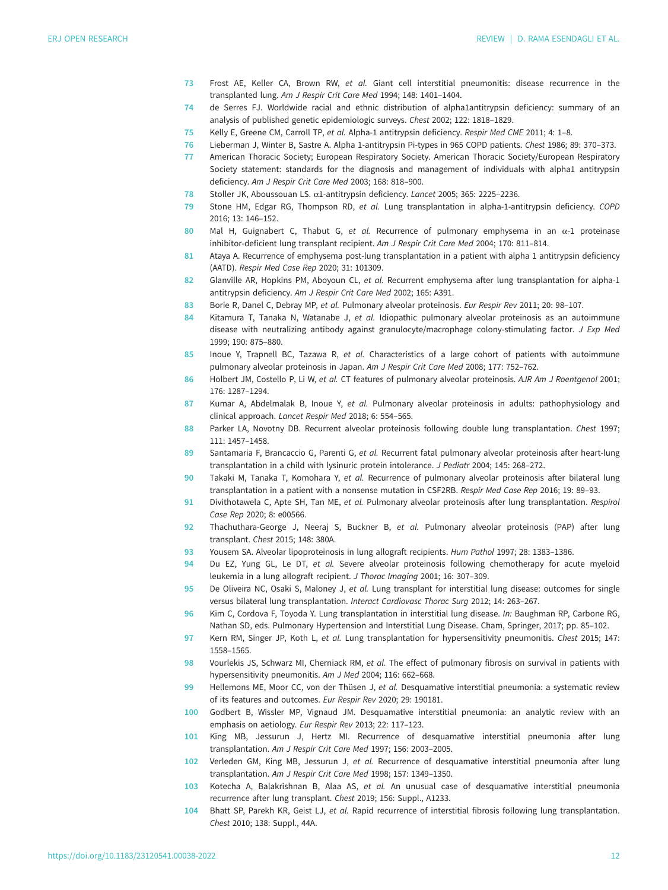73 Frost AE, Keller CA, Brown RW, *et al.* Giant cell interstitial pneumonitis: disease recurrence in the transplanted lung. *Am J Respir Crit Care Med* 1994; 148: 1401–1404.

74 de Serres FJ. Worldwide racial and ethnic distribution of alpha1antitrypsin deficiency: summary of an analysis of published genetic epidemiologic surveys. *Chest* 2002; 122: 1818–1829.

75 Kelly E, Greene CM, Carroll TP, *et al.* Alpha-1 antitrypsin deficiency. *Respir Med CME* 2011; 4: 1–8.

76 Lieberman J, Winter B, Sastre A. Alpha 1-antitrypsin Pi-types in 965 COPD patients. *Chest* 1986; 89: 370–373.

77 American Thoracic Society; European Respiratory Society. American Thoracic Society/European Respiratory Society statement: standards for the diagnosis and management of individuals with alpha1 antitrypsin deficiency. *Am J Respir Crit Care Med* 2003; 168: 818–900.

78 Stoller JK, Aboussouan LS. α1-antitrypsin deficiency. *Lancet* 2005; 365: 2225–2236.

79 Stone HM, Edgar RG, Thompson RD, *et al.* Lung transplantation in alpha-1-antitrypsin deficiency. *COPD* 2016; 13: 146–152.

80 Mal H, Guignabert C, Thabut G, *et al.* Recurrence of pulmonary emphysema in an α-1 proteinase inhibitor-deficient lung transplant recipient. *Am J Respir Crit Care Med* 2004; 170: 811–814.

81 Ataya A. Recurrence of emphysema post-lung transplantation in a patient with alpha 1 antitrypsin deficiency (AATD). *Respir Med Case Rep* 2020; 31: 101309.

82 Glanville AR, Hopkins PM, Aboyoun CL, *et al.* Recurrent emphysema after lung transplantation for alpha-1 antitrypsin deficiency. *Am J Respir Crit Care Med* 2002; 165: A391.

83 Borie R, Danel C, Debray MP, *et al.* Pulmonary alveolar proteinosis. *Eur Respir Rev* 2011; 20: 98–107.

84 Kitamura T, Tanaka N, Watanabe J, *et al.* Idiopathic pulmonary alveolar proteinosis as an autoimmune disease with neutralizing antibody against granulocyte/macrophage colony-stimulating factor. *J Exp Med* 1999; 190: 875–880.

85 Inoue Y, Trapnell BC, Tazawa R, *et al.* Characteristics of a large cohort of patients with autoimmune pulmonary alveolar proteinosis in Japan. *Am J Respir Crit Care Med* 2008; 177: 752–762.

86 Holbert JM, Costello P, Li W, *et al.* CT features of pulmonary alveolar proteinosis. *AJR Am J Roentgenol* 2001; 176: 1287–1294.

87 Kumar A, Abdelmalak B, Inoue Y, *et al.* Pulmonary alveolar proteinosis in adults: pathophysiology and clinical approach. *Lancet Respir Med* 2018; 6: 554–565.

88 Parker LA, Novotny DB. Recurrent alveolar proteinosis following double lung transplantation. *Chest* 1997; 111: 1457–1458.

89 Santamaria F, Brancaccio G, Parenti G, *et al.* Recurrent fatal pulmonary alveolar proteinosis after heart-lung transplantation in a child with lysinuric protein intolerance. *J Pediatr* 2004; 145: 268–272.

90 Takaki M, Tanaka T, Komohara Y, *et al.* Recurrence of pulmonary alveolar proteinosis after bilateral lung transplantation in a patient with a nonsense mutation in CSF2RB. *Respir Med Case Rep* 2016; 19: 89–93.

91 Divithotawela C, Apte SH, Tan ME, *et al.* Pulmonary alveolar proteinosis after lung transplantation. *Respirol Case Rep* 2020; 8: e00566.

92 Thachuthara-George J, Neeraj S, Buckner B, *et al.* Pulmonary alveolar proteinosis (PAP) after lung transplant. *Chest* 2015; 148: 380A.

93 Yousem SA. Alveolar lipoproteinosis in lung allograft recipients. *Hum Pathol* 1997; 28: 1383–1386.

94 Du EZ, Yung GL, Le DT, *et al.* Severe alveolar proteinosis following chemotherapy for acute myeloid leukemia in a lung allograft recipient. *J Thorac Imaging* 2001; 16: 307–309.

95 De Oliveira NC, Osaki S, Maloney J, *et al.* Lung transplant for interstitial lung disease: outcomes for single versus bilateral lung transplantation. *Interact Cardiovasc Thorac Surg* 2012; 14: 263–267.

96 Kim C, Cordova F, Toyoda Y. Lung transplantation in interstitial lung disease. *In:* Baughman RP, Carbone RG, Nathan SD, eds. Pulmonary Hypertension and Interstitial Lung Disease. Cham, Springer, 2017; pp. 85–102.

97 Kern RM, Singer JP, Koth L, *et al.* Lung transplantation for hypersensitivity pneumonitis. *Chest* 2015; 147: 1558–1565.

98 Vourlekis JS, Schwarz MI, Cherniack RM, *et al.* The effect of pulmonary fibrosis on survival in patients with hypersensitivity pneumonitis. *Am J Med* 2004; 116: 662–668.

99 Hellemons ME, Moor CC, von der Thüsen J, *et al.* Desquamative interstitial pneumonia: a systematic review of its features and outcomes. *Eur Respir Rev* 2020; 29: 190181.

100 Godbert B, Wissler MP, Vignaud JM. Desquamative interstitial pneumonia: an analytic review with an emphasis on aetiology. *Eur Respir Rev* 2013; 22: 117–123.

101 King MB, Jessurun J, Hertz MI. Recurrence of desquamative interstitial pneumonia after lung transplantation. *Am J Respir Crit Care Med* 1997; 156: 2003–2005.

102 Verleden GM, King MB, Jessurun J, *et al.* Recurrence of desquamative interstitial pneumonia after lung transplantation. *Am J Respir Crit Care Med* 1998; 157: 1349–1350.

103 Kotecha A, Balakrishnan B, Alaa AS, *et al.* An unusual case of desquamative interstitial pneumonia recurrence after lung transplant. *Chest* 2019; 156: Suppl., A1233.

104 Bhatt SP, Parekh KR, Geist LJ, *et al.* Rapid recurrence of interstitial fibrosis following lung transplantation. *Chest* 2010; 138: Suppl., 44A.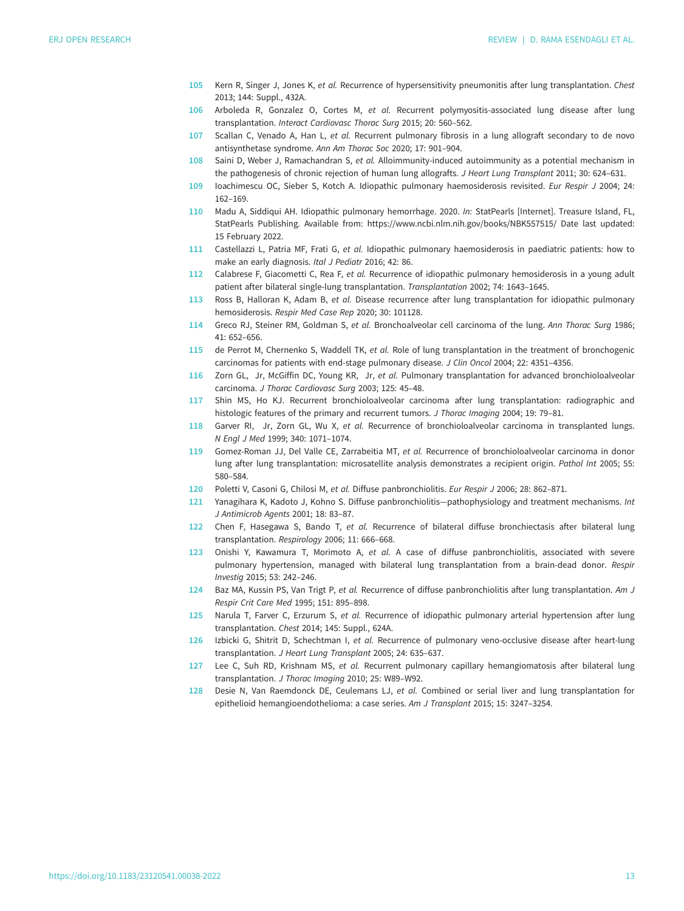105 Kern R, Singer J, Jones K, *et al.* Recurrence of hypersensitivity pneumonitis after lung transplantation. *Chest* 2013; 144: Suppl., 432A.

106 Arboleda R, Gonzalez O, Cortes M, *et al.* Recurrent polymyositis-associated lung disease after lung transplantation. *Interact Cardiovasc Thorac Surg* 2015; 20: 560–562.

107 Scallan C, Venado A, Han L, *et al.* Recurrent pulmonary fibrosis in a lung allograft secondary to de novo antisynthetase syndrome. *Ann Am Thorac Soc* 2020; 17: 901–904.

108 Saini D, Weber J, Ramachandran S, *et al.* Alloimmunity-induced autoimmunity as a potential mechanism in the pathogenesis of chronic rejection of human lung allografts. *J Heart Lung Transplant* 2011; 30: 624–631.

109 Ioachimescu OC, Sieber S, Kotch A. Idiopathic pulmonary haemosiderosis revisited. *Eur Respir J* 2004; 24: 162–169.

110 Madu A, Siddiqui AH. Idiopathic pulmonary hemorrhage. 2020. *In:* StatPearls [Internet]. Treasure Island, FL, StatPearls Publishing. Available from: https://www.ncbi.nlm.nih.gov/books/NBK557515/ Date last updated: 15 February 2022.

111 Castellazzi L, Patria MF, Frati G, *et al.* Idiopathic pulmonary haemosiderosis in paediatric patients: how to make an early diagnosis. *Ital J Pediatr* 2016; 42: 86.

112 Calabrese F, Giacometti C, Rea F, *et al.* Recurrence of idiopathic pulmonary hemosiderosis in a young adult patient after bilateral single-lung transplantation. *Transplantation* 2002; 74: 1643–1645.

113 Ross B, Halloran K, Adam B, *et al.* Disease recurrence after lung transplantation for idiopathic pulmonary hemosiderosis. *Respir Med Case Rep* 2020; 30: 101128.

114 Greco RJ, Steiner RM, Goldman S, *et al.* Bronchoalveolar cell carcinoma of the lung. *Ann Thorac Surg* 1986; 41: 652–656.

115 de Perrot M, Chernenko S, Waddell TK, *et al.* Role of lung transplantation in the treatment of bronchogenic carcinomas for patients with end-stage pulmonary disease. *J Clin Oncol* 2004; 22: 4351–4356.

116 Zorn GL, Jr, McGiffin DC, Young KR, Jr, *et al.* Pulmonary transplantation for advanced bronchioloalveolar carcinoma. *J Thorac Cardiovasc Surg* 2003; 125: 45–48.

117 Shin MS, Ho KJ. Recurrent bronchioloalveolar carcinoma after lung transplantation: radiographic and histologic features of the primary and recurrent tumors. *J Thorac Imaging* 2004; 19: 79–81.

118 Garver RI, Jr, Zorn GL, Wu X, *et al.* Recurrence of bronchioloalveolar carcinoma in transplanted lungs. *N Engl J Med* 1999; 340: 1071–1074.

119 Gomez-Roman JJ, Del Valle CE, Zarrabeitia MT, *et al.* Recurrence of bronchioloalveolar carcinoma in donor lung after lung transplantation: microsatellite analysis demonstrates a recipient origin. *Pathol Int* 2005; 55: 580–584.

120 Poletti V, Casoni G, Chilosi M, *et al.* Diffuse panbronchiolitis. *Eur Respir J* 2006; 28: 862–871.

121 Yanagihara K, Kadoto J, Kohno S. Diffuse panbronchiolitis—pathophysiology and treatment mechanisms. *Int J Antimicrob Agents* 2001; 18: 83–87.

122 Chen F, Hasegawa S, Bando T, *et al.* Recurrence of bilateral diffuse bronchiectasis after bilateral lung transplantation. *Respirology* 2006; 11: 666–668.

123 Onishi Y, Kawamura T, Morimoto A, *et al.* A case of diffuse panbronchiolitis, associated with severe pulmonary hypertension, managed with bilateral lung transplantation from a brain-dead donor. *Respir Investig* 2015; 53: 242–246.

124 Baz MA, Kussin PS, Van Trigt P, *et al.* Recurrence of diffuse panbronchiolitis after lung transplantation. *Am J Respir Crit Care Med* 1995; 151: 895–898.

125 Narula T, Farver C, Erzurum S, *et al.* Recurrence of idiopathic pulmonary arterial hypertension after lung transplantation. *Chest* 2014; 145: Suppl., 624A.

126 Izbicki G, Shitrit D, Schechtman I, *et al.* Recurrence of pulmonary veno-occlusive disease after heart-lung transplantation. *J Heart Lung Transplant* 2005; 24: 635–637.

127 Lee C, Suh RD, Krishnam MS, *et al.* Recurrent pulmonary capillary hemangiomatosis after bilateral lung transplantation. *J Thorac Imaging* 2010; 25: W89–W92.

128 Desie N, Van Raemdonck DE, Ceulemans LJ, *et al.* Combined or serial liver and lung transplantation for epithelioid hemangioendothelioma: a case series. *Am J Transplant* 2015; 15: 3247–3254.